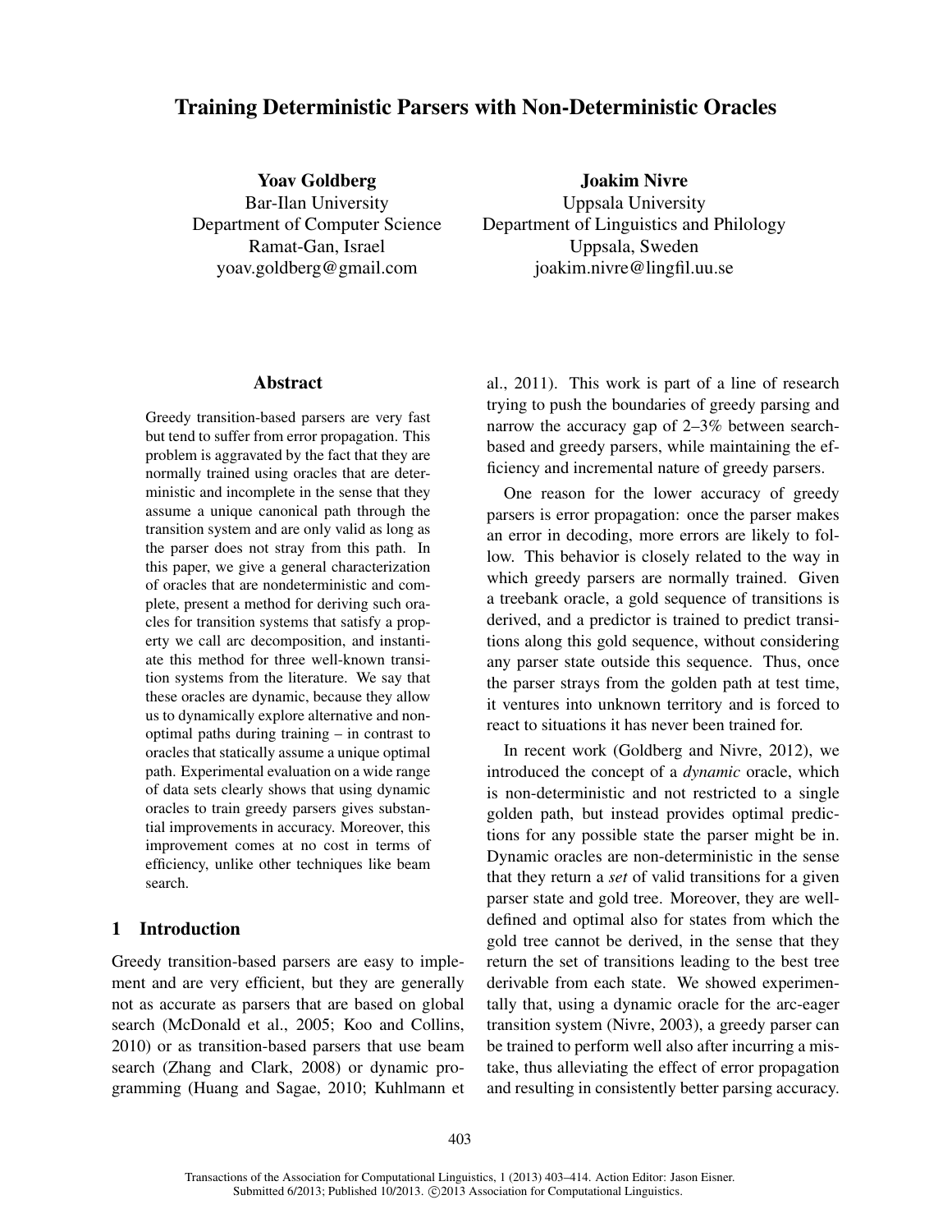# Training Deterministic Parsers with Non-Deterministic Oracles

**Yoav Goldberg**
Bar-Ilan University
Department of Computer Science
Ramat-Gan, Israel
yoav.goldberg@gmail.com

**Joakim Nivre**
Uppsala University
Department of Linguistics and Philology
Uppsala, Sweden
joakim.nivre@lingfil.uu.se

## Abstract

Greedy transition-based parsers are very fast but tend to suffer from error propagation. This problem is aggravated by the fact that they are normally trained using oracles that are deterministic and incomplete in the sense that they assume a unique canonical path through the transition system and are only valid as long as the parser does not stray from this path. In this paper, we give a general characterization of oracles that are nondeterministic and complete, present a method for deriving such oracles for transition systems that satisfy a property we call arc decomposition, and instantiate this method for three well-known transition systems from the literature. We say that these oracles are dynamic, because they allow us to dynamically explore alternative and non-optimal paths during training – in contrast to oracles that statically assume a unique optimal path. Experimental evaluation on a wide range of data sets clearly shows that using dynamic oracles to train greedy parsers gives substantial improvements in accuracy. Moreover, this improvement comes at no cost in terms of efficiency, unlike other techniques like beam search.

## 1 Introduction

Greedy transition-based parsers are easy to implement and are very efficient, but they are generally not as accurate as parsers that are based on global search (McDonald et al., 2005; Koo and Collins, 2010) or as transition-based parsers that use beam search (Zhang and Clark, 2008) or dynamic programming (Huang and Sagae, 2010; Kuhlmann et al., 2011). This work is part of a line of research trying to push the boundaries of greedy parsing and narrow the accuracy gap of 2–3% between search-based and greedy parsers, while maintaining the efficiency and incremental nature of greedy parsers.

One reason for the lower accuracy of greedy parsers is error propagation: once the parser makes an error in decoding, more errors are likely to follow. This behavior is closely related to the way in which greedy parsers are normally trained. Given a treebank oracle, a gold sequence of transitions is derived, and a predictor is trained to predict transitions along this gold sequence, without considering any parser state outside this sequence. Thus, once the parser strays from the golden path at test time, it ventures into unknown territory and is forced to react to situations it has never been trained for.

In recent work (Goldberg and Nivre, 2012), we introduced the concept of a *dynamic* oracle, which is non-deterministic and not restricted to a single golden path, but instead provides optimal predictions for any possible state the parser might be in. Dynamic oracles are non-deterministic in the sense that they return a *set* of valid transitions for a given parser state and gold tree. Moreover, they are well-defined and optimal also for states from which the gold tree cannot be derived, in the sense that they return the set of transitions leading to the best tree derivable from each state. We showed experimentally that, using a dynamic oracle for the arc-eager transition system (Nivre, 2003), a greedy parser can be trained to perform well also after incurring a mistake, thus alleviating the effect of error propagation and resulting in consistently better parsing accuracy.

Transactions of the Association for Computational Linguistics, 1 (2013) 403–414. Action Editor: Jason Eisner.
Submitted 6/2013; Published 10/2013. ©2013 Association for Computational Linguistics.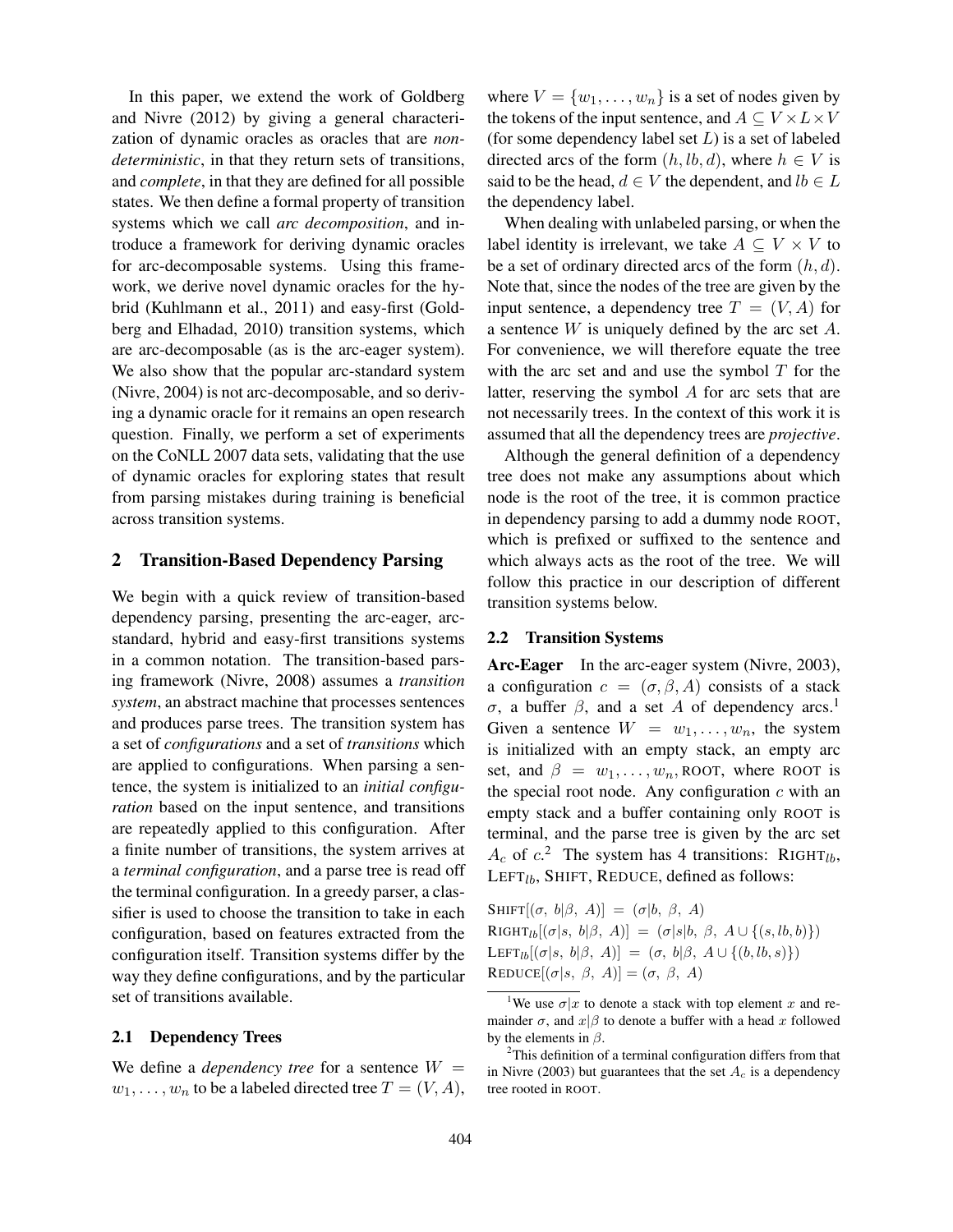In this paper, we extend the work of Goldberg and Nivre (2012) by giving a general characterization of dynamic oracles as oracles that are *non-deterministic*, in that they return sets of transitions, and *complete*, in that they are defined for all possible states. We then define a formal property of transition systems which we call *arc decomposition*, and introduce a framework for deriving dynamic oracles for arc-decomposable systems. Using this framework, we derive novel dynamic oracles for the hybrid (Kuhlmann et al., 2011) and easy-first (Goldberg and Elhadad, 2010) transition systems, which are arc-decomposable (as is the arc-eager system). We also show that the popular arc-standard system (Nivre, 2004) is not arc-decomposable, and so deriving a dynamic oracle for it remains an open research question. Finally, we perform a set of experiments on the CoNLL 2007 data sets, validating that the use of dynamic oracles for exploring states that result from parsing mistakes during training is beneficial across transition systems.

## 2 Transition-Based Dependency Parsing

We begin with a quick review of transition-based dependency parsing, presenting the arc-eager, arc-standard, hybrid and easy-first transitions systems in a common notation. The transition-based parsing framework (Nivre, 2008) assumes a *transition system*, an abstract machine that processes sentences and produces parse trees. The transition system has a set of *configurations* and a set of *transitions* which are applied to configurations. When parsing a sentence, the system is initialized to an *initial configuration* based on the input sentence, and transitions are repeatedly applied to this configuration. After a finite number of transitions, the system arrives at a *terminal configuration*, and a parse tree is read off the terminal configuration. In a greedy parser, a classifier is used to choose the transition to take in each configuration, based on features extracted from the configuration itself. Transition systems differ by the way they define configurations, and by the particular set of transitions available.

### 2.1 Dependency Trees

We define a *dependency tree* for a sentence $W = w_1, \ldots, w_n$ to be a labeled directed tree $T = (V, A)$, where $V = \{w_1, \ldots, w_n\}$ is a set of nodes given by the tokens of the input sentence, and $A \subseteq V \times L \times V$ (for some dependency label set $L$) is a set of labeled directed arcs of the form $(h, lb, d)$, where $h \in V$ is said to be the head, $d \in V$ the dependent, and $lb \in L$ the dependency label.

When dealing with unlabeled parsing, or when the label identity is irrelevant, we take $A \subseteq V \times V$ to be a set of ordinary directed arcs of the form $(h, d)$. Note that, since the nodes of the tree are given by the input sentence, a dependency tree $T = (V, A)$ for a sentence $W$ is uniquely defined by the arc set $A$. For convenience, we will therefore equate the tree with the arc set and and use the symbol $T$ for the latter, reserving the symbol $A$ for arc sets that are not necessarily trees. In the context of this work it is assumed that all the dependency trees are *projective*.

Although the general definition of a dependency tree does not make any assumptions about which node is the root of the tree, it is common practice in dependency parsing to add a dummy node ROOT, which is prefixed or suffixed to the sentence and which always acts as the root of the tree. We will follow this practice in our description of different transition systems below.

### 2.2 Transition Systems

**Arc-Eager** In the arc-eager system (Nivre, 2003), a configuration $c = (\sigma, \beta, A)$ consists of a stack $\sigma$, a buffer $\beta$, and a set $A$ of dependency arcs.[1] Given a sentence $W = w_1, \ldots, w_n$, the system is initialized with an empty stack, an empty arc set, and $\beta = w_1, \ldots, w_n, \text{ROOT}$, where ROOT is the special root node. Any configuration $c$ with an empty stack and a buffer containing only ROOT is terminal, and the parse tree is given by the arc set $A_c$ of $c$.[2] The system has 4 transitions: $\text{RIGHT}_{lb}$, $\text{LEFT}_{lb}$, SHIFT, REDUCE, defined as follows:

$$\text{SHIFT}[(\sigma,\ b|\beta,\ A)] = (\sigma|b,\ \beta,\ A)$$
$$\text{RIGHT}_{lb}[(\sigma|s,\ b|\beta,\ A)] = (\sigma|s|b,\ \beta,\ A \cup \{(s, lb, b)\})$$
$$\text{LEFT}_{lb}[(\sigma|s,\ b|\beta,\ A)] = (\sigma,\ b|\beta,\ A \cup \{(b, lb, s)\})$$
$$\text{REDUCE}[(\sigma|s,\ \beta,\ A)] = (\sigma,\ \beta,\ A)$$

[1] We use $\sigma|x$ to denote a stack with top element $x$ and remainder $\sigma$, and $x|\beta$ to denote a buffer with a head $x$ followed by the elements in $\beta$.

[2] This definition of a terminal configuration differs from that in Nivre (2003) but guarantees that the set $A_c$ is a dependency tree rooted in ROOT.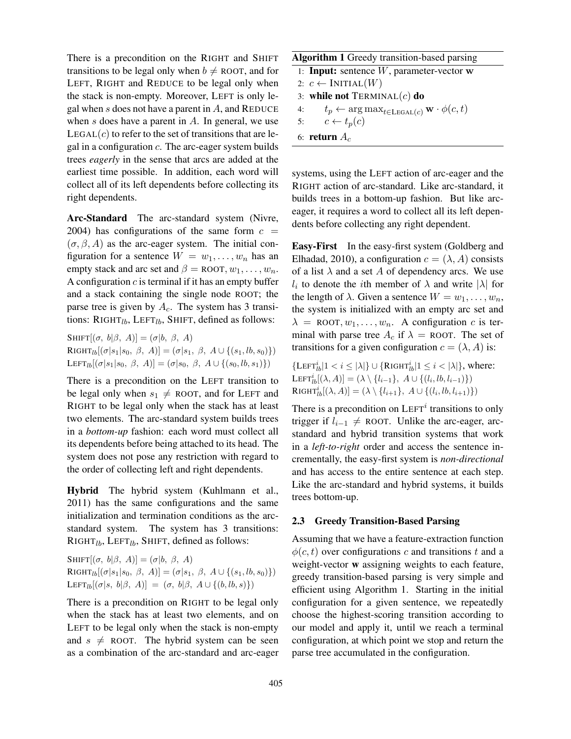There is a precondition on the RIGHT and SHIFT transitions to be legal only when $b \neq$ ROOT, and for LEFT, RIGHT and REDUCE to be legal only when the stack is non-empty. Moreover, LEFT is only legal when $s$ does not have a parent in $A$, and REDUCE when $s$ does have a parent in $A$. In general, we use $\text{LEGAL}(c)$ to refer to the set of transitions that are legal in a configuration $c$. The arc-eager system builds trees *eagerly* in the sense that arcs are added at the earliest time possible. In addition, each word will collect all of its left dependents before collecting its right dependents.

**Arc-Standard** The arc-standard system (Nivre, 2004) has configurations of the same form $c = (\sigma, \beta, A)$ as the arc-eager system. The initial configuration for a sentence $W = w_1, \ldots, w_n$ has an empty stack and arc set and $\beta = \text{ROOT}, w_1, \ldots, w_n$. A configuration $c$ is terminal if it has an empty buffer and a stack containing the single node ROOT; the parse tree is given by $A_c$. The system has 3 transitions: $\text{RIGHT}_{lb}$, $\text{LEFT}_{lb}$, SHIFT, defined as follows:

$$\text{SHIFT}[(\sigma,\ b|\beta,\ A)] = (\sigma|b,\ \beta,\ A)$$
$$\text{RIGHT}_{lb}[(\sigma|s_1|s_0,\ \beta,\ A)] = (\sigma|s_1,\ \beta,\ A \cup \{(s_1, lb, s_0)\})$$
$$\text{LEFT}_{lb}[(\sigma|s_1|s_0,\ \beta,\ A)] = (\sigma|s_0,\ \beta,\ A \cup \{(s_0, lb, s_1)\})$$

There is a precondition on the LEFT transition to be legal only when $s_1 \neq$ ROOT, and for LEFT and RIGHT to be legal only when the stack has at least two elements. The arc-standard system builds trees in a *bottom-up* fashion: each word must collect all its dependents before being attached to its head. The system does not pose any restriction with regard to the order of collecting left and right dependents.

**Hybrid** The hybrid system (Kuhlmann et al., 2011) has the same configurations and the same initialization and termination conditions as the arc-standard system. The system has 3 transitions: $\text{RIGHT}_{lb}$, $\text{LEFT}_{lb}$, SHIFT, defined as follows:

$$\text{SHIFT}[(\sigma,\ b|\beta,\ A)] = (\sigma|b,\ \beta,\ A)$$
$$\text{RIGHT}_{lb}[(\sigma|s_1|s_0,\ \beta,\ A)] = (\sigma|s_1,\ \beta,\ A \cup \{(s_1, lb, s_0)\})$$
$$\text{LEFT}_{lb}[(\sigma|s,\ b|\beta,\ A)] = (\sigma,\ b|\beta,\ A \cup \{(b, lb, s)\})$$

There is a precondition on RIGHT to be legal only when the stack has at least two elements, and on LEFT to be legal only when the stack is non-empty and $s \neq$ ROOT. The hybrid system can be seen as a combination of the arc-standard and arc-eager systems, using the LEFT action of arc-eager and the RIGHT action of arc-standard. Like arc-standard, it builds trees in a bottom-up fashion. But like arc-eager, it requires a word to collect all its left dependents before collecting any right dependent.

**Easy-First** In the easy-first system (Goldberg and Elhadad, 2010), a configuration $c = (\lambda, A)$ consists of a list $\lambda$ and a set $A$ of dependency arcs. We use $l_i$ to denote the $i$th member of $\lambda$ and write $|\lambda|$ for the length of $\lambda$. Given a sentence $W = w_1, \ldots, w_n$, the system is initialized with an empty arc set and $\lambda = \text{ROOT}, w_1, \ldots, w_n$. A configuration $c$ is terminal with parse tree $A_c$ if $\lambda = \text{ROOT}$. The set of transitions for a given configuration $c = (\lambda, A)$ is:

$$\{\text{LEFT}^i_{lb} | 1 < i \leq |\lambda|\} \cup \{\text{RIGHT}^i_{lb} | 1 \leq i < |\lambda|\}, \text{ where:}$$
$$\text{LEFT}^i_{lb}[(\lambda, A)] = (\lambda \setminus \{l_{i-1}\},\ A \cup \{(l_i, lb, l_{i-1})\})$$
$$\text{RIGHT}^i_{lb}[(\lambda, A)] = (\lambda \setminus \{l_{i+1}\},\ A \cup \{(l_i, lb, l_{i+1})\})$$

There is a precondition on $\text{LEFT}^i$ transitions to only trigger if $l_{i-1} \neq$ ROOT. Unlike the arc-eager, arc-standard and hybrid transition systems that work in a *left-to-right* order and access the sentence incrementally, the easy-first system is ***non-directional*** and has access to the entire sentence at each step. Like the arc-standard and hybrid systems, it builds trees bottom-up.

**Algorithm 1** Greedy transition-based parsing

```
1: Input: sentence W, parameter-vector w
2: c ← INITIAL(W)
3: while not TERMINAL(c) do
4:     t_p ← argmax_{t ∈ LEGAL(c)} w · φ(c, t)
5:     c ← t_p(c)
6: return A_c
```

### 2.3 Greedy Transition-Based Parsing

Assuming that we have a feature-extraction function $\phi(c, t)$ over configurations $c$ and transitions $t$ and a weight-vector $\mathbf{w}$ assigning weights to each feature, greedy transition-based parsing is very simple and efficient using Algorithm 1. Starting in the initial configuration for a given sentence, we repeatedly choose the highest-scoring transition according to our model and apply it, until we reach a terminal configuration, at which point we stop and return the parse tree accumulated in the configuration.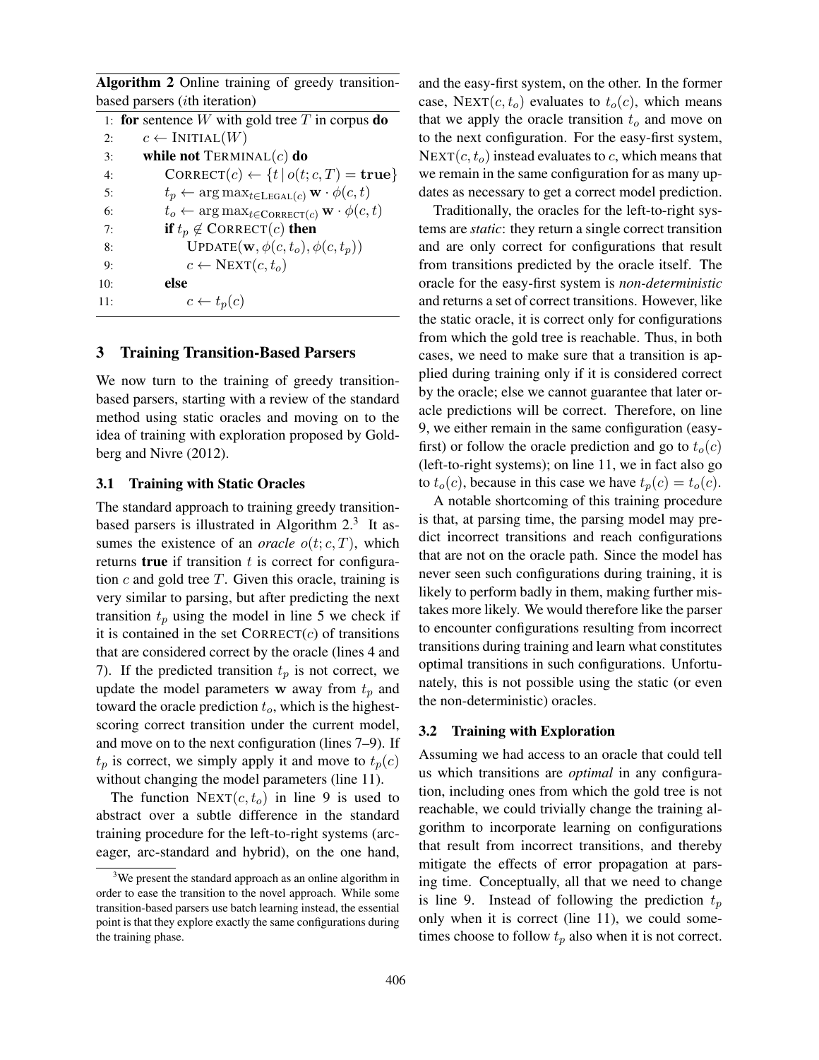**Algorithm 2** Online training of greedy transition-based parsers ($i$th iteration)

```
 1: for sentence W with gold tree T in corpus do
 2:     c ← INITIAL(W)
 3:     while not TERMINAL(c) do
 4:         CORRECT(c) ← {t | o(t; c, T) = true}
 5:         t_p ← argmax_{t ∈ LEGAL(c)} w · φ(c, t)
 6:         t_o ← argmax_{t ∈ CORRECT(c)} w · φ(c, t)
 7:         if t_p ∉ CORRECT(c) then
 8:             UPDATE(w, φ(c, t_o), φ(c, t_p))
 9:             c ← NEXT(c, t_o)
10:         else
11:             c ← t_p(c)
```

## 3 Training Transition-Based Parsers

We now turn to the training of greedy transition-based parsers, starting with a review of the standard method using static oracles and moving on to the idea of training with exploration proposed by Goldberg and Nivre (2012).

### 3.1 Training with Static Oracles

The standard approach to training greedy transition-based parsers is illustrated in Algorithm 2.[3] It assumes the existence of an *oracle* $o(t; c, T)$, which returns **true** if transition $t$ is correct for configuration $c$ and gold tree $T$. Given this oracle, training is very similar to parsing, but after predicting the next transition $t_p$ using the model in line 5 we check if it is contained in the set $\text{CORRECT}(c)$ of transitions that are considered correct by the oracle (lines 4 and 7). If the predicted transition $t_p$ is not correct, we update the model parameters $\mathbf{w}$ away from $t_p$ and toward the oracle prediction $t_o$, which is the highest-scoring correct transition under the current model, and move on to the next configuration (lines 7–9). If $t_p$ is correct, we simply apply it and move to $t_p(c)$ without changing the model parameters (line 11).

The function $\text{NEXT}(c, t_o)$ in line 9 is used to abstract over a subtle difference in the standard training procedure for the left-to-right systems (arc-eager, arc-standard and hybrid), on the one hand, and the easy-first system, on the other. In the former case, $\text{NEXT}(c, t_o)$ evaluates to $t_o(c)$, which means that we apply the oracle transition $t_o$ and move on to the next configuration. For the easy-first system, $\text{NEXT}(c, t_o)$ instead evaluates to $c$, which means that we remain in the same configuration for as many updates as necessary to get a correct model prediction.

Traditionally, the oracles for the left-to-right systems are *static*: they return a single correct transition and are only correct for configurations that result from transitions predicted by the oracle itself. The oracle for the easy-first system is *non-deterministic* and returns a set of correct transitions. However, like the static oracle, it is correct only for configurations from which the gold tree is reachable. Thus, in both cases, we need to make sure that a transition is applied during training only if it is considered correct by the oracle; else we cannot guarantee that later oracle predictions will be correct. Therefore, on line 9, we either remain in the same configuration (easy-first) or follow the oracle prediction and go to $t_o(c)$ (left-to-right systems); on line 11, we in fact also go to $t_o(c)$, because in this case we have $t_p(c) = t_o(c)$.

A notable shortcoming of this training procedure is that, at parsing time, the parsing model may predict incorrect transitions and reach configurations that are not on the oracle path. Since the model has never seen such configurations during training, it is likely to perform badly in them, making further mistakes more likely. We would therefore like the parser to encounter configurations resulting from incorrect transitions during training and learn what constitutes optimal transitions in such configurations. Unfortunately, this is not possible using the static (or even the non-deterministic) oracles.

### 3.2 Training with Exploration

Assuming we had access to an oracle that could tell us which transitions are *optimal* in any configuration, including ones from which the gold tree is not reachable, we could trivially change the training algorithm to incorporate learning on configurations that result from incorrect transitions, and thereby mitigate the effects of error propagation at parsing time. Conceptually, all that we need to change is line 9. Instead of following the prediction $t_p$ only when it is correct (line 11), we could sometimes choose to follow $t_p$ also when it is not correct.

[3] We present the standard approach as an online algorithm in order to ease the transition to the novel approach. While some transition-based parsers use batch learning instead, the essential point is that they explore exactly the same configurations during the training phase.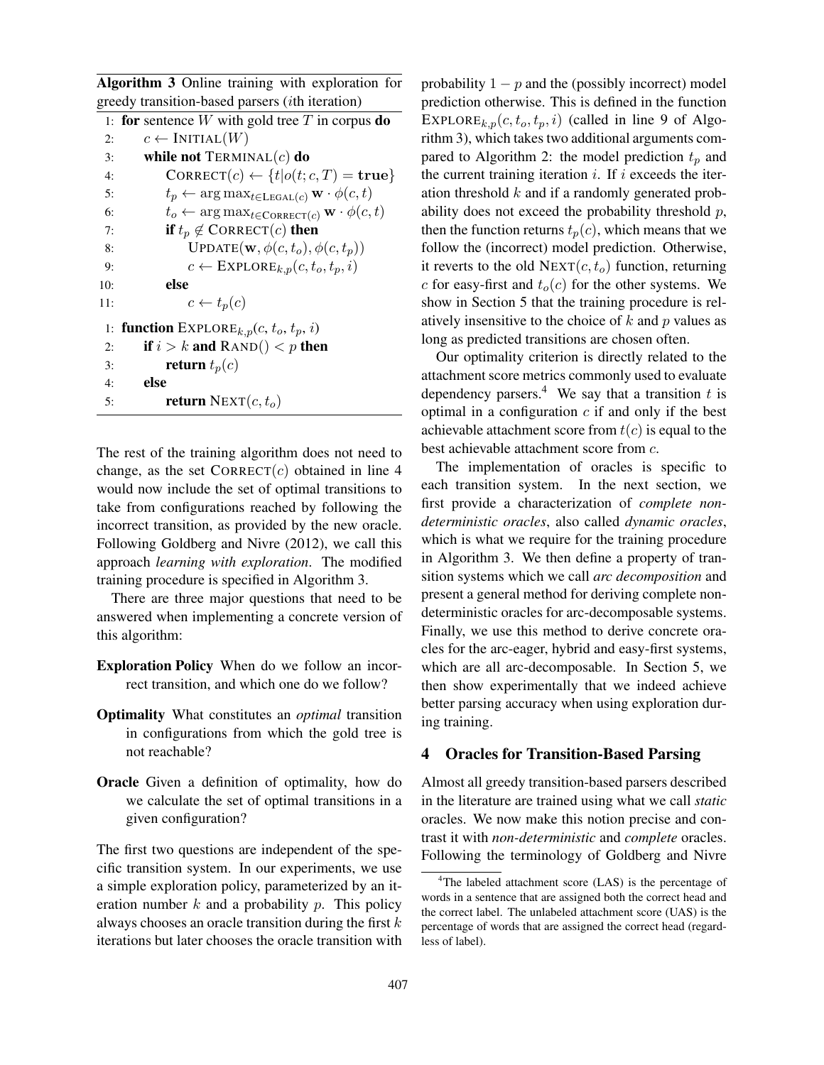**Algorithm 3** Online training with exploration for greedy transition-based parsers ($i$th iteration)

```
1:  for sentence W with gold tree T in corpus do
2:      c ← INITIAL(W)
3:      while not TERMINAL(c) do
4:          CORRECT(c) ← {t | o(t; c, T) = true}
5:          t_p ← argmax_{t ∈ LEGAL(c)} w · φ(c, t)
6:          t_o ← argmax_{t ∈ CORRECT(c)} w · φ(c, t)
7:          if t_p ∉ CORRECT(c) then
8:              UPDATE(w, φ(c, t_o), φ(c, t_p))
9:              c ← EXPLORE_{k,p}(c, t_o, t_p, i)
10:         else
11:             c ← t_p(c)

1:  function EXPLORE_{k,p}(c, t_o, t_p, i)
2:      if i > k and RAND() < p then
3:          return t_p(c)
4:      else
5:          return NEXT(c, t_o)
```

The rest of the training algorithm does not need to change, as the set CORRECT($c$) obtained in line 4 would now include the set of optimal transitions to take from configurations reached by following the incorrect transition, as provided by the new oracle. Following Goldberg and Nivre (2012), we call this approach *learning with exploration*. The modified training procedure is specified in Algorithm 3.

There are three major questions that need to be answered when implementing a concrete version of this algorithm:

**Exploration Policy** When do we follow an incorrect transition, and which one do we follow?

**Optimality** What constitutes an *optimal* transition in configurations from which the gold tree is not reachable?

**Oracle** Given a definition of optimality, how do we calculate the set of optimal transitions in a given configuration?

The first two questions are independent of the specific transition system. In our experiments, we use a simple exploration policy, parameterized by an iteration number $k$ and a probability $p$. This policy always chooses an oracle transition during the first $k$ iterations but later chooses the oracle transition with probability $1 - p$ and the (possibly incorrect) model prediction otherwise. This is defined in the function EXPLORE$_{k,p}(c, t_o, t_p, i)$ (called in line 9 of Algorithm 3), which takes two additional arguments compared to Algorithm 2: the model prediction $t_p$ and the current training iteration $i$. If $i$ exceeds the iteration threshold $k$ and if a randomly generated probability does not exceed the probability threshold $p$, then the function returns $t_p(c)$, which means that we follow the (incorrect) model prediction. Otherwise, it reverts to the old NEXT($c, t_o$) function, returning $c$ for easy-first and $t_o(c)$ for the other systems. We show in Section 5 that the training procedure is relatively insensitive to the choice of $k$ and $p$ values as long as predicted transitions are chosen often.

Our optimality criterion is directly related to the attachment score metrics commonly used to evaluate dependency parsers.[4] We say that a transition $t$ is optimal in a configuration $c$ if and only if the best achievable attachment score from $t(c)$ is equal to the best achievable attachment score from $c$.

The implementation of oracles is specific to each transition system. In the next section, we first provide a characterization of *complete non-deterministic oracles*, also called *dynamic oracles*, which is what we require for the training procedure in Algorithm 3. We then define a property of transition systems which we call *arc decomposition* and present a general method for deriving complete non-deterministic oracles for arc-decomposable systems. Finally, we use this method to derive concrete oracles for the arc-eager, hybrid and easy-first systems, which are all arc-decomposable. In Section 5, we then show experimentally that we indeed achieve better parsing accuracy when using exploration during training.

## 4 Oracles for Transition-Based Parsing

Almost all greedy transition-based parsers described in the literature are trained using what we call *static* oracles. We now make this notion precise and contrast it with *non-deterministic* and *complete* oracles. Following the terminology of Goldberg and Nivre

[4] The labeled attachment score (LAS) is the percentage of words in a sentence that are assigned both the correct head and the correct label. The unlabeled attachment score (UAS) is the percentage of words that are assigned the correct head (regardless of label).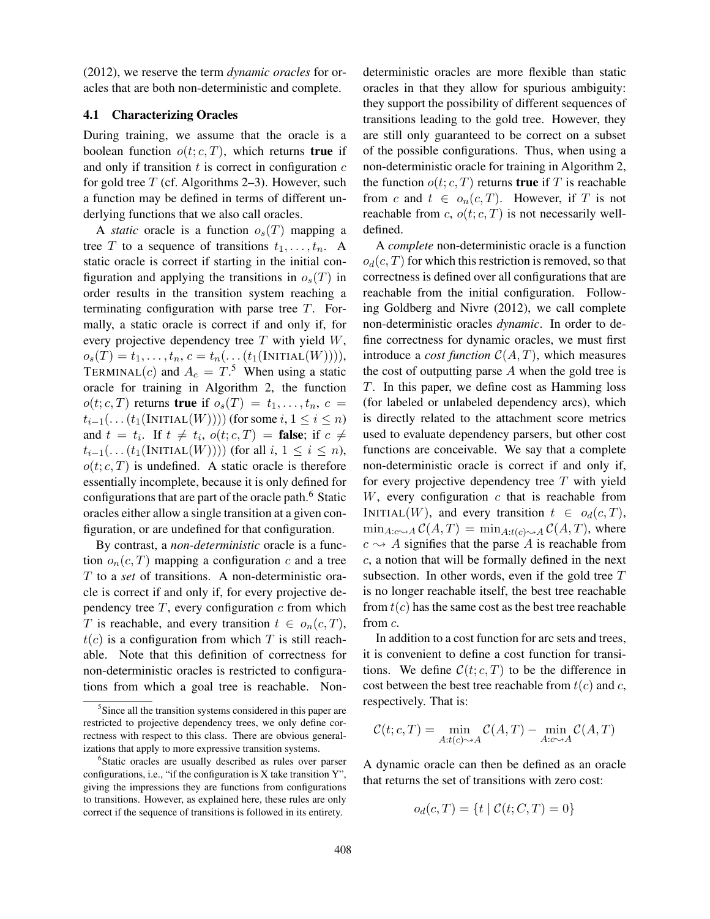(2012), we reserve the term *dynamic oracles* for oracles that are both non-deterministic and complete.

### 4.1 Characterizing Oracles

During training, we assume that the oracle is a boolean function $o(t; c, T)$, which returns **true** if and only if transition $t$ is correct in configuration $c$ for gold tree $T$ (cf. Algorithms 2–3). However, such a function may be defined in terms of different underlying functions that we also call oracles.

A *static* oracle is a function $o_s(T)$ mapping a tree $T$ to a sequence of transitions $t_1, \ldots, t_n$. A static oracle is correct if starting in the initial configuration and applying the transitions in $o_s(T)$ in order results in the transition system reaching a terminating configuration with parse tree $T$. Formally, a static oracle is correct if and only if, for every projective dependency tree $T$ with yield $W$, $o_s(T) = t_1, \ldots, t_n$, $c = t_n(\ldots(t_1(\text{INITIAL}(W))))$, $\text{TERMINAL}(c)$ and $A_c = T$.[5] When using a static oracle for training in Algorithm 2, the function $o(t; c, T)$ returns **true** if $o_s(T) = t_1, \ldots, t_n$, $c = t_{i-1}(\ldots(t_1(\text{INITIAL}(W))))$ (for some $i$, $1 \leq i \leq n$) and $t = t_i$. If $t \neq t_i$, $o(t; c, T) =$ **false**; if $c \neq t_{i-1}(\ldots(t_1(\text{INITIAL}(W))))$ (for all $i$, $1 \leq i \leq n$), $o(t; c, T)$ is undefined. A static oracle is therefore essentially incomplete, because it is only defined for configurations that are part of the oracle path.[6] Static oracles either allow a single transition at a given configuration, or are undefined for that configuration.

By contrast, a *non-deterministic* oracle is a function $o_n(c, T)$ mapping a configuration $c$ and a tree $T$ to a *set* of transitions. A non-deterministic oracle is correct if and only if, for every projective dependency tree $T$, every configuration $c$ from which $T$ is reachable, and every transition $t \in o_n(c, T)$, $t(c)$ is a configuration from which $T$ is still reachable. Note that this definition of correctness for non-deterministic oracles is restricted to configurations from which a goal tree is reachable. Non-deterministic oracles are more flexible than static oracles in that they allow for spurious ambiguity: they support the possibility of different sequences of transitions leading to the gold tree. However, they are still only guaranteed to be correct on a subset of the possible configurations. Thus, when using a non-deterministic oracle for training in Algorithm 2, the function $o(t; c, T)$ returns **true** if $T$ is reachable from $c$ and $t \in o_n(c, T)$. However, if $T$ is not reachable from $c$, $o(t; c, T)$ is not necessarily well-defined.

A *complete* non-deterministic oracle is a function $o_d(c, T)$ for which this restriction is removed, so that correctness is defined over all configurations that are reachable from the initial configuration. Following Goldberg and Nivre (2012), we call complete non-deterministic oracles *dynamic*. In order to define correctness for dynamic oracles, we must first introduce a *cost function* $\mathcal{C}(A, T)$, which measures the cost of outputting parse $A$ when the gold tree is $T$. In this paper, we define cost as Hamming loss (for labeled or unlabeled dependency arcs), which is directly related to the attachment score metrics used to evaluate dependency parsers, but other cost functions are conceivable. We say that a complete non-deterministic oracle is correct if and only if, for every projective dependency tree $T$ with yield $W$, every configuration $c$ that is reachable from $\text{INITIAL}(W)$, and every transition $t \in o_d(c, T)$, $\min_{A: c \rightsquigarrow A} \mathcal{C}(A, T) = \min_{A: t(c) \rightsquigarrow A} \mathcal{C}(A, T)$, where $c \rightsquigarrow A$ signifies that the parse $A$ is reachable from $c$, a notion that will be formally defined in the next subsection. In other words, even if the gold tree $T$ is no longer reachable itself, the best tree reachable from $t(c)$ has the same cost as the best tree reachable from $c$.

In addition to a cost function for arc sets and trees, it is convenient to define a cost function for transitions. We define $\mathcal{C}(t; c, T)$ to be the difference in cost between the best tree reachable from $t(c)$ and $c$, respectively. That is:

$$\mathcal{C}(t; c, T) = \min_{A: t(c) \rightsquigarrow A} \mathcal{C}(A, T) - \min_{A: c \rightsquigarrow A} \mathcal{C}(A, T)$$

A dynamic oracle can then be defined as an oracle that returns the set of transitions with zero cost:

$$o_d(c, T) = \{t \mid \mathcal{C}(t; C, T) = 0\}$$

---

[5] Since all the transition systems considered in this paper are restricted to projective dependency trees, we only define correctness with respect to this class. There are obvious generalizations that apply to more expressive transition systems.

[6] Static oracles are usually described as rules over parser configurations, i.e., "if the configuration is X take transition Y", giving the impressions they are functions from configurations to transitions. However, as explained here, these rules are only correct if the sequence of transitions is followed in its entirety.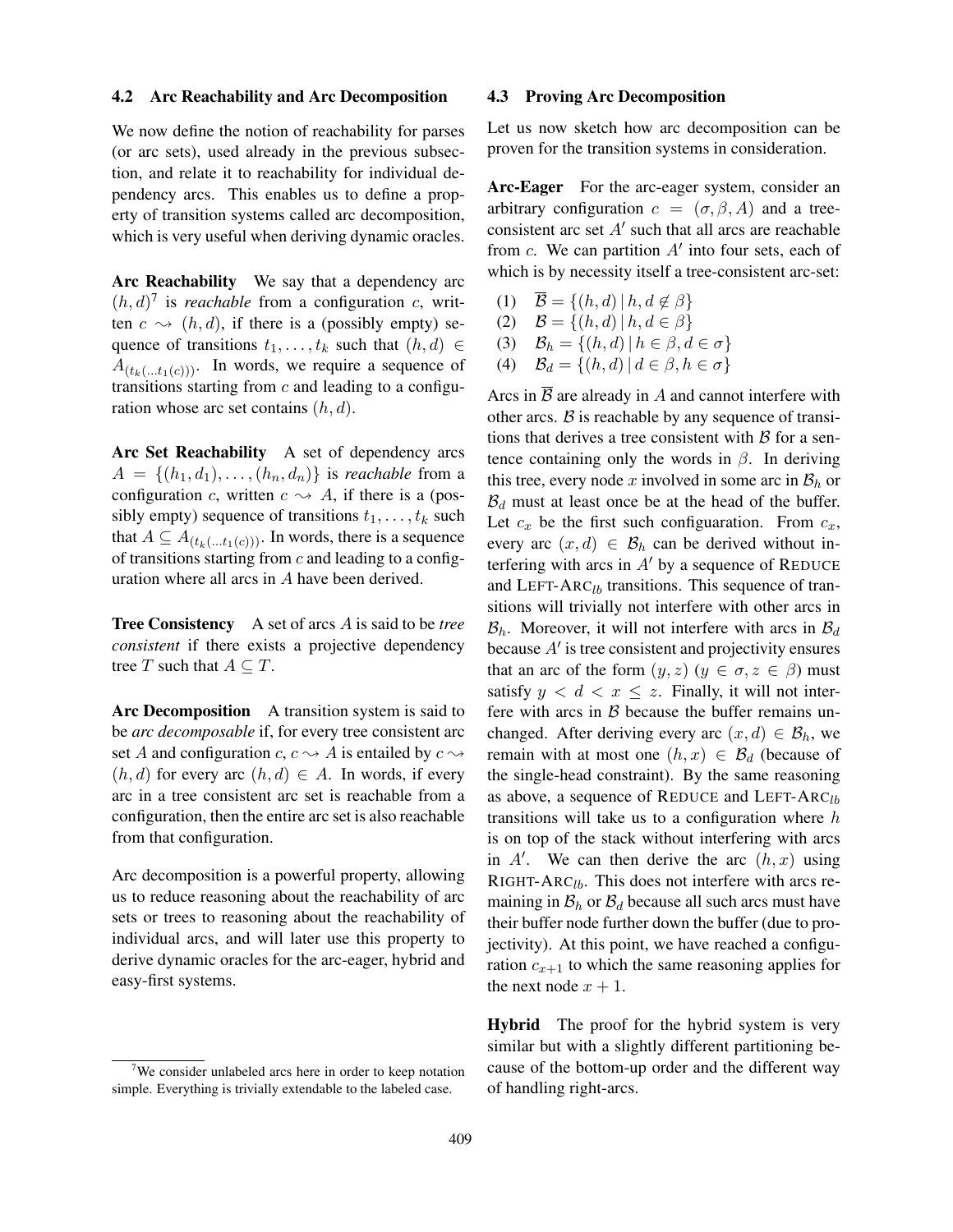### 4.2 Arc Reachability and Arc Decomposition

We now define the notion of reachability for parses (or arc sets), used already in the previous subsection, and relate it to reachability for individual dependency arcs. This enables us to define a property of transition systems called arc decomposition, which is very useful when deriving dynamic oracles.

**Arc Reachability** We say that a dependency arc $(h, d)$[7] is *reachable* from a configuration $c$, written $c \rightsquigarrow (h, d)$, if there is a (possibly empty) sequence of transitions $t_1, \ldots, t_k$ such that $(h, d) \in A_{(t_k(\ldots t_1(c)))}$. In words, we require a sequence of transitions starting from $c$ and leading to a configuration whose arc set contains $(h, d)$.

**Arc Set Reachability** A set of dependency arcs $A = \{(h_1, d_1), \ldots, (h_n, d_n)\}$ is *reachable* from a configuration $c$, written $c \rightsquigarrow A$, if there is a (possibly empty) sequence of transitions $t_1, \ldots, t_k$ such that $A \subseteq A_{(t_k(\ldots t_1(c)))}$. In words, there is a sequence of transitions starting from $c$ and leading to a configuration where all arcs in $A$ have been derived.

**Tree Consistency** A set of arcs $A$ is said to be *tree consistent* if there exists a projective dependency tree $T$ such that $A \subseteq T$.

**Arc Decomposition** A transition system is said to be *arc decomposable* if, for every tree consistent arc set $A$ and configuration $c$, $c \rightsquigarrow A$ is entailed by $c \rightsquigarrow (h, d)$ for every arc $(h, d) \in A$. In words, if every arc in a tree consistent arc set is reachable from a configuration, then the entire arc set is also reachable from that configuration.

Arc decomposition is a powerful property, allowing us to reduce reasoning about the reachability of arc sets or trees to reasoning about the reachability of individual arcs, and will later use this property to derive dynamic oracles for the arc-eager, hybrid and easy-first systems.

[7] We consider unlabeled arcs here in order to keep notation simple. Everything is trivially extendable to the labeled case.

### 4.3 Proving Arc Decomposition

Let us now sketch how arc decomposition can be proven for the transition systems in consideration.

**Arc-Eager** For the arc-eager system, consider an arbitrary configuration $c = (\sigma, \beta, A)$ and a tree-consistent arc set $A'$ such that all arcs are reachable from $c$. We can partition $A'$ into four sets, each of which is by necessity itself a tree-consistent arc-set:

(1) $\overline{\mathcal{B}} = \{(h, d) \,|\, h, d \notin \beta\}$
(2) $\mathcal{B} = \{(h, d) \,|\, h, d \in \beta\}$
(3) $\mathcal{B}_h = \{(h, d) \,|\, h \in \beta, d \in \sigma\}$
(4) $\mathcal{B}_d = \{(h, d) \,|\, d \in \beta, h \in \sigma\}$

Arcs in $\overline{\mathcal{B}}$ are already in $A$ and cannot interfere with other arcs. $\mathcal{B}$ is reachable by any sequence of transitions that derives a tree consistent with $\mathcal{B}$ for a sentence containing only the words in $\beta$. In deriving this tree, every node $x$ involved in some arc in $\mathcal{B}_h$ or $\mathcal{B}_d$ must at least once be at the head of the buffer. Let $c_x$ be the first such configuaration. From $c_x$, every arc $(x, d) \in \mathcal{B}_h$ can be derived without interfering with arcs in $A'$ by a sequence of REDUCE and LEFT-ARC$_{lb}$ transitions. This sequence of transitions will trivially not interfere with other arcs in $\mathcal{B}_h$. Moreover, it will not interfere with arcs in $\mathcal{B}_d$ because $A'$ is tree consistent and projectivity ensures that an arc of the form $(y, z)$ ($y \in \sigma, z \in \beta$) must satisfy $y < d < x \leq z$. Finally, it will not interfere with arcs in $\mathcal{B}$ because the buffer remains unchanged. After deriving every arc $(x, d) \in \mathcal{B}_h$, we remain with at most one $(h, x) \in \mathcal{B}_d$ (because of the single-head constraint). By the same reasoning as above, a sequence of REDUCE and LEFT-ARC$_{lb}$ transitions will take us to a configuration where $h$ is on top of the stack without interfering with arcs in $A'$. We can then derive the arc $(h, x)$ using RIGHT-ARC$_{lb}$. This does not interfere with arcs remaining in $\mathcal{B}_h$ or $\mathcal{B}_d$ because all such arcs must have their buffer node further down the buffer (due to projectivity). At this point, we have reached a configuration $c_{x+1}$ to which the same reasoning applies for the next node $x + 1$.

**Hybrid** The proof for the hybrid system is very similar but with a slightly different partitioning because of the bottom-up order and the different way of handling right-arcs.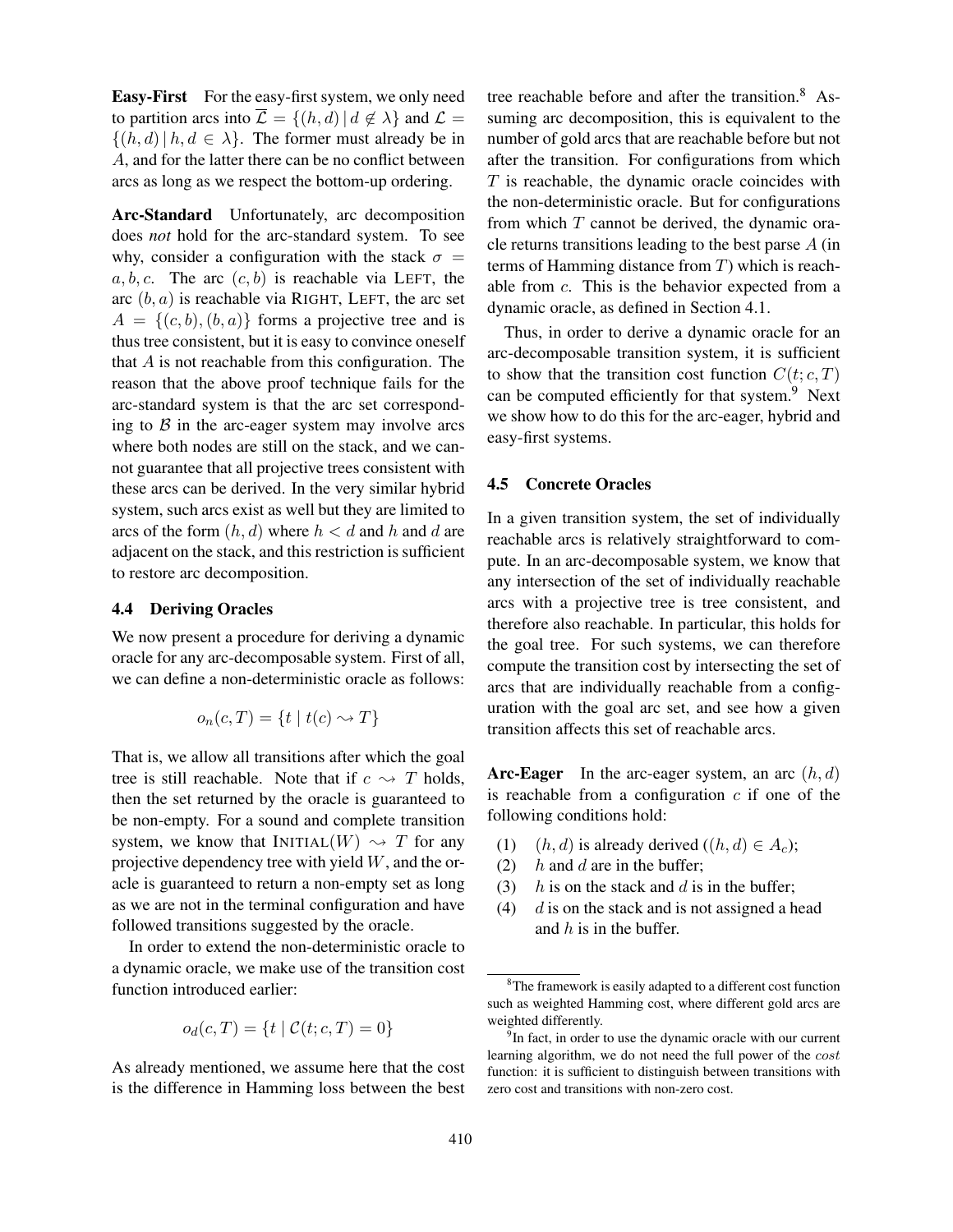**Easy-First** For the easy-first system, we only need to partition arcs into $\overline{\mathcal{L}} = \{(h, d) \mid d \notin \lambda\}$ and $\mathcal{L} = \{(h, d) \mid h, d \in \lambda\}$. The former must already be in $A$, and for the latter there can be no conflict between arcs as long as we respect the bottom-up ordering.

**Arc-Standard** Unfortunately, arc decomposition does *not* hold for the arc-standard system. To see why, consider a configuration with the stack $\sigma = a, b, c$. The arc $(c, b)$ is reachable via LEFT, the arc $(b, a)$ is reachable via RIGHT, LEFT, the arc set $A = \{(c, b), (b, a)\}$ forms a projective tree and is thus tree consistent, but it is easy to convince oneself that $A$ is not reachable from this configuration. The reason that the above proof technique fails for the arc-standard system is that the arc set corresponding to $\mathcal{B}$ in the arc-eager system may involve arcs where both nodes are still on the stack, and we cannot guarantee that all projective trees consistent with these arcs can be derived. In the very similar hybrid system, such arcs exist as well but they are limited to arcs of the form $(h, d)$ where $h < d$ and $h$ and $d$ are adjacent on the stack, and this restriction is sufficient to restore arc decomposition.

### 4.4 Deriving Oracles

We now present a procedure for deriving a dynamic oracle for any arc-decomposable system. First of all, we can define a non-deterministic oracle as follows:

$$o_n(c, T) = \{t \mid t(c) \rightsquigarrow T\}$$

That is, we allow all transitions after which the goal tree is still reachable. Note that if $c \rightsquigarrow T$ holds, then the set returned by the oracle is guaranteed to be non-empty. For a sound and complete transition system, we know that $\text{INITIAL}(W) \rightsquigarrow T$ for any projective dependency tree with yield $W$, and the oracle is guaranteed to return a non-empty set as long as we are not in the terminal configuration and have followed transitions suggested by the oracle.

In order to extend the non-deterministic oracle to a dynamic oracle, we make use of the transition cost function introduced earlier:

$$o_d(c, T) = \{t \mid \mathcal{C}(t; c, T) = 0\}$$

As already mentioned, we assume here that the cost is the difference in Hamming loss between the best tree reachable before and after the transition.[8] Assuming arc decomposition, this is equivalent to the number of gold arcs that are reachable before but not after the transition. For configurations from which $T$ is reachable, the dynamic oracle coincides with the non-deterministic oracle. But for configurations from which $T$ cannot be derived, the dynamic oracle returns transitions leading to the best parse $A$ (in terms of Hamming distance from $T$) which is reachable from $c$. This is the behavior expected from a dynamic oracle, as defined in Section 4.1.

Thus, in order to derive a dynamic oracle for an arc-decomposable transition system, it is sufficient to show that the transition cost function $C(t; c, T)$ can be computed efficiently for that system.[9] Next we show how to do this for the arc-eager, hybrid and easy-first systems.

### 4.5 Concrete Oracles

In a given transition system, the set of individually reachable arcs is relatively straightforward to compute. In an arc-decomposable system, we know that any intersection of the set of individually reachable arcs with a projective tree is tree consistent, and therefore also reachable. In particular, this holds for the goal tree. For such systems, we can therefore compute the transition cost by intersecting the set of arcs that are individually reachable from a configuration with the goal arc set, and see how a given transition affects this set of reachable arcs.

**Arc-Eager** In the arc-eager system, an arc $(h, d)$ is reachable from a configuration $c$ if one of the following conditions hold:

(1) $(h, d)$ is already derived ($(h, d) \in A_c$);
(2) $h$ and $d$ are in the buffer;
(3) $h$ is on the stack and $d$ is in the buffer;
(4) $d$ is on the stack and is not assigned a head and $h$ is in the buffer.

[8] The framework is easily adapted to a different cost function such as weighted Hamming cost, where different gold arcs are weighted differently.

[9] In fact, in order to use the dynamic oracle with our current learning algorithm, we do not need the full power of the *cost* function: it is sufficient to distinguish between transitions with zero cost and transitions with non-zero cost.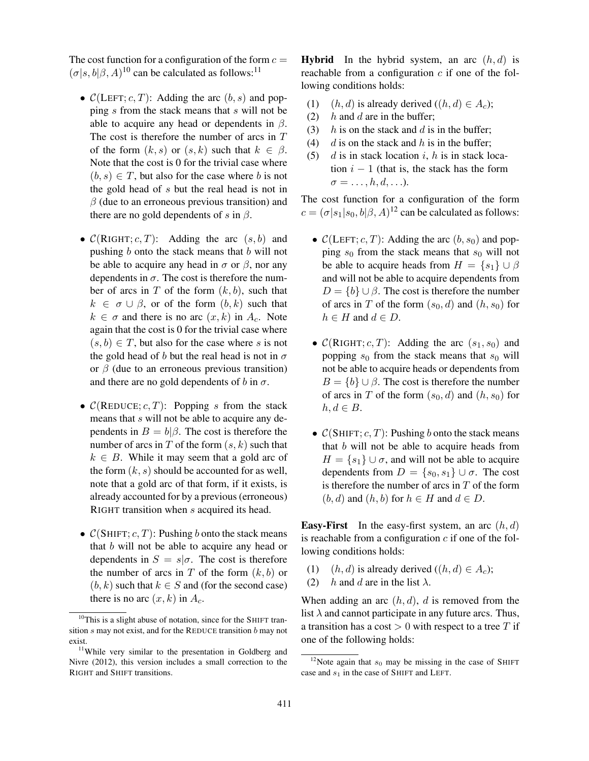The cost function for a configuration of the form $c = (\sigma|s, b|\beta, A)$[10] can be calculated as follows:[11]

- $\mathcal{C}(\text{LEFT}; c, T)$: Adding the arc $(b, s)$ and popping $s$ from the stack means that $s$ will not be able to acquire any head or dependents in $\beta$. The cost is therefore the number of arcs in $T$ of the form $(k, s)$ or $(s, k)$ such that $k \in \beta$. Note that the cost is 0 for the trivial case where $(b, s) \in T$, but also for the case where $b$ is not the gold head of $s$ but the real head is not in $\beta$ (due to an erroneous previous transition) and there are no gold dependents of $s$ in $\beta$.

- $\mathcal{C}(\text{RIGHT}; c, T)$: Adding the arc $(s, b)$ and pushing $b$ onto the stack means that $b$ will not be able to acquire any head in $\sigma$ or $\beta$, nor any dependents in $\sigma$. The cost is therefore the number of arcs in $T$ of the form $(k, b)$, such that $k \in \sigma \cup \beta$, or of the form $(b, k)$ such that $k \in \sigma$ and there is no arc $(x, k)$ in $A_c$. Note again that the cost is 0 for the trivial case where $(s, b) \in T$, but also for the case where $s$ is not the gold head of $b$ but the real head is not in $\sigma$ or $\beta$ (due to an erroneous previous transition) and there are no gold dependents of $b$ in $\sigma$.

- $\mathcal{C}(\text{REDUCE}; c, T)$: Popping $s$ from the stack means that $s$ will not be able to acquire any dependents in $B = b|\beta$. The cost is therefore the number of arcs in $T$ of the form $(s, k)$ such that $k \in B$. While it may seem that a gold arc of the form $(k, s)$ should be accounted for as well, note that a gold arc of that form, if it exists, is already accounted for by a previous (erroneous) RIGHT transition when $s$ acquired its head.

- $\mathcal{C}(\text{SHIFT}; c, T)$: Pushing $b$ onto the stack means that $b$ will not be able to acquire any head or dependents in $S = s|\sigma$. The cost is therefore the number of arcs in $T$ of the form $(k, b)$ or $(b, k)$ such that $k \in S$ and (for the second case) there is no arc $(x, k)$ in $A_c$.

[10] This is a slight abuse of notation, since for the SHIFT transition $s$ may not exist, and for the REDUCE transition $b$ may not exist.

[11] While very similar to the presentation in Goldberg and Nivre (2012), this version includes a small correction to the RIGHT and SHIFT transitions.

**Hybrid** In the hybrid system, an arc $(h, d)$ is reachable from a configuration $c$ if one of the following conditions holds:

(1) $(h, d)$ is already derived ($(h, d) \in A_c$);
(2) $h$ and $d$ are in the buffer;
(3) $h$ is on the stack and $d$ is in the buffer;
(4) $d$ is on the stack and $h$ is in the buffer;
(5) $d$ is in stack location $i$, $h$ is in stack location $i - 1$ (that is, the stack has the form $\sigma = \ldots, h, d, \ldots$).

The cost function for a configuration of the form $c = (\sigma|s_1|s_0, b|\beta, A)$[12] can be calculated as follows:

- $\mathcal{C}(\text{LEFT}; c, T)$: Adding the arc $(b, s_0)$ and popping $s_0$ from the stack means that $s_0$ will not be able to acquire heads from $H = \{s_1\} \cup \beta$ and will not be able to acquire dependents from $D = \{b\} \cup \beta$. The cost is therefore the number of arcs in $T$ of the form $(s_0, d)$ and $(h, s_0)$ for $h \in H$ and $d \in D$.

- $\mathcal{C}(\text{RIGHT}; c, T)$: Adding the arc $(s_1, s_0)$ and popping $s_0$ from the stack means that $s_0$ will not be able to acquire heads or dependents from $B = \{b\} \cup \beta$. The cost is therefore the number of arcs in $T$ of the form $(s_0, d)$ and $(h, s_0)$ for $h, d \in B$.

- $\mathcal{C}(\text{SHIFT}; c, T)$: Pushing $b$ onto the stack means that $b$ will not be able to acquire heads from $H = \{s_1\} \cup \sigma$, and will not be able to acquire dependents from $D = \{s_0, s_1\} \cup \sigma$. The cost is therefore the number of arcs in $T$ of the form $(b, d)$ and $(h, b)$ for $h \in H$ and $d \in D$.

**Easy-First** In the easy-first system, an arc $(h, d)$ is reachable from a configuration $c$ if one of the following conditions holds:

(1) $(h, d)$ is already derived ($(h, d) \in A_c$);
(2) $h$ and $d$ are in the list $\lambda$.

When adding an arc $(h, d)$, $d$ is removed from the list $\lambda$ and cannot participate in any future arcs. Thus, a transition has a cost $> 0$ with respect to a tree $T$ if one of the following holds:

[12] Note again that $s_0$ may be missing in the case of SHIFT case and $s_1$ in the case of SHIFT and LEFT.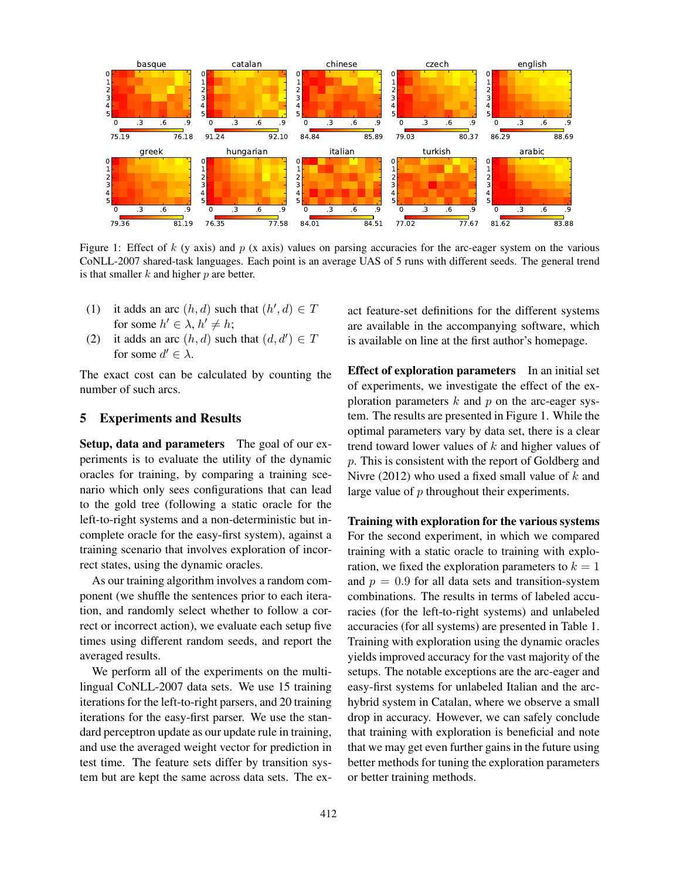Figure 1: Effect of $k$ (y axis) and $p$ (x axis) values on parsing accuracies for the arc-eager system on the various CoNLL-2007 shared-task languages. Each point is an average UAS of 5 runs with different seeds. The general trend is that smaller $k$ and higher $p$ are better.

(1) it adds an arc $(h, d)$ such that $(h', d) \in T$ for some $h' \in \lambda, h' \neq h$;

(2) it adds an arc $(h, d)$ such that $(d, d') \in T$ for some $d' \in \lambda$.

The exact cost can be calculated by counting the number of such arcs.

## 5 Experiments and Results

**Setup, data and parameters** The goal of our experiments is to evaluate the utility of the dynamic oracles for training, by comparing a training scenario which only sees configurations that can lead to the gold tree (following a static oracle for the left-to-right systems and a non-deterministic but incomplete oracle for the easy-first system), against a training scenario that involves exploration of incorrect states, using the dynamic oracles.

As our training algorithm involves a random component (we shuffle the sentences prior to each iteration, and randomly select whether to follow a correct or incorrect action), we evaluate each setup five times using different random seeds, and report the averaged results.

We perform all of the experiments on the multilingual CoNLL-2007 data sets. We use 15 training iterations for the left-to-right parsers, and 20 training iterations for the easy-first parser. We use the standard perceptron update as our update rule in training, and use the averaged weight vector for prediction in test time. The feature sets differ by transition system but are kept the same across data sets. The exact feature-set definitions for the different systems are available in the accompanying software, which is available on line at the first author's homepage.

**Effect of exploration parameters** In an initial set of experiments, we investigate the effect of the exploration parameters $k$ and $p$ on the arc-eager system. The results are presented in Figure 1. While the optimal parameters vary by data set, there is a clear trend toward lower values of $k$ and higher values of $p$. This is consistent with the report of Goldberg and Nivre (2012) who used a fixed small value of $k$ and large value of $p$ throughout their experiments.

**Training with exploration for the various systems** For the second experiment, in which we compared training with a static oracle to training with exploration, we fixed the exploration parameters to $k = 1$ and $p = 0.9$ for all data sets and transition-system combinations. The results in terms of labeled accuracies (for the left-to-right systems) and unlabeled accuracies (for all systems) are presented in Table 1. Training with exploration using the dynamic oracles yields improved accuracy for the vast majority of the setups. The notable exceptions are the arc-eager and easy-first systems for unlabeled Italian and the arc-hybrid system in Catalan, where we observe a small drop in accuracy. However, we can safely conclude that training with exploration is beneficial and note that we may get even further gains in the future using better methods for tuning the exploration parameters or better training methods.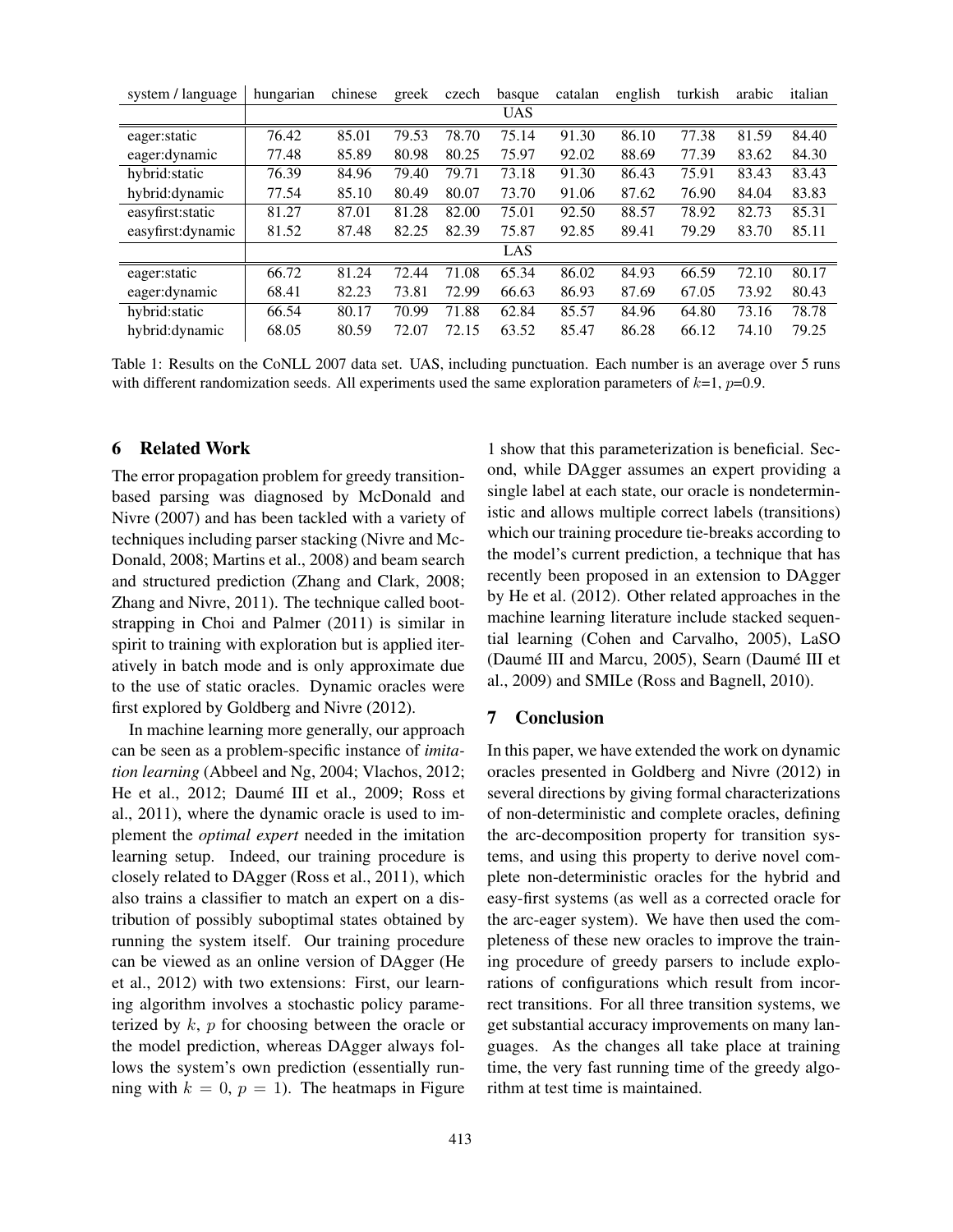| system / language | hungarian | chinese | greek | czech | basque | catalan | english | turkish | arabic | italian |
|---|---|---|---|---|---|---|---|---|---|---|
| | | | | | UAS | | | | | |
| eager:static | 76.42 | 85.01 | 79.53 | 78.70 | 75.14 | 91.30 | 86.10 | 77.38 | 81.59 | 84.40 |
| eager:dynamic | 77.48 | 85.89 | 80.98 | 80.25 | 75.97 | 92.02 | 88.69 | 77.39 | 83.62 | 84.30 |
| hybrid:static | 76.39 | 84.96 | 79.40 | 79.71 | 73.18 | 91.30 | 86.43 | 75.91 | 83.43 | 83.43 |
| hybrid:dynamic | 77.54 | 85.10 | 80.49 | 80.07 | 73.70 | 91.06 | 87.62 | 76.90 | 84.04 | 83.83 |
| easyfirst:static | 81.27 | 87.01 | 81.28 | 82.00 | 75.01 | 92.50 | 88.57 | 78.92 | 82.73 | 85.31 |
| easyfirst:dynamic | 81.52 | 87.48 | 82.25 | 82.39 | 75.87 | 92.85 | 89.41 | 79.29 | 83.70 | 85.11 |
| | | | | | LAS | | | | | |
| eager:static | 66.72 | 81.24 | 72.44 | 71.08 | 65.34 | 86.02 | 84.93 | 66.59 | 72.10 | 80.17 |
| eager:dynamic | 68.41 | 82.23 | 73.81 | 72.99 | 66.63 | 86.93 | 87.69 | 67.05 | 73.92 | 80.43 |
| hybrid:static | 66.54 | 80.17 | 70.99 | 71.88 | 62.84 | 85.57 | 84.96 | 64.80 | 73.16 | 78.78 |
| hybrid:dynamic | 68.05 | 80.59 | 72.07 | 72.15 | 63.52 | 85.47 | 86.28 | 66.12 | 74.10 | 79.25 |

Table 1: Results on the CoNLL 2007 data set. UAS, including punctuation. Each number is an average over 5 runs with different randomization seeds. All experiments used the same exploration parameters of $k$=1, $p$=0.9.

## 6 Related Work

The error propagation problem for greedy transition-based parsing was diagnosed by McDonald and Nivre (2007) and has been tackled with a variety of techniques including parser stacking (Nivre and McDonald, 2008; Martins et al., 2008) and beam search and structured prediction (Zhang and Clark, 2008; Zhang and Nivre, 2011). The technique called bootstrapping in Choi and Palmer (2011) is similar in spirit to training with exploration but is applied iteratively in batch mode and is only approximate due to the use of static oracles. Dynamic oracles were first explored by Goldberg and Nivre (2012).

In machine learning more generally, our approach can be seen as a problem-specific instance of *imitation learning* (Abbeel and Ng, 2004; Vlachos, 2012; He et al., 2012; Daumé III et al., 2009; Ross et al., 2011), where the dynamic oracle is used to implement the *optimal expert* needed in the imitation learning setup. Indeed, our training procedure is closely related to DAgger (Ross et al., 2011), which also trains a classifier to match an expert on a distribution of possibly suboptimal states obtained by running the system itself. Our training procedure can be viewed as an online version of DAgger (He et al., 2012) with two extensions: First, our learning algorithm involves a stochastic policy parameterized by $k$, $p$ for choosing between the oracle or the model prediction, whereas DAgger always follows the system's own prediction (essentially running with $k = 0$, $p = 1$). The heatmaps in Figure 1 show that this parameterization is beneficial. Second, while DAgger assumes an expert providing a single label at each state, our oracle is nondeterministic and allows multiple correct labels (transitions) which our training procedure tie-breaks according to the model's current prediction, a technique that has recently been proposed in an extension to DAgger by He et al. (2012). Other related approaches in the machine learning literature include stacked sequential learning (Cohen and Carvalho, 2005), LaSO (Daumé III and Marcu, 2005), Searn (Daumé III et al., 2009) and SMILe (Ross and Bagnell, 2010).

## 7 Conclusion

In this paper, we have extended the work on dynamic oracles presented in Goldberg and Nivre (2012) in several directions by giving formal characterizations of non-deterministic and complete oracles, defining the arc-decomposition property for transition systems, and using this property to derive novel complete non-deterministic oracles for the hybrid and easy-first systems (as well as a corrected oracle for the arc-eager system). We have then used the completeness of these new oracles to improve the training procedure of greedy parsers to include explorations of configurations which result from incorrect transitions. For all three transition systems, we get substantial accuracy improvements on many languages. As the changes all take place at training time, the very fast running time of the greedy algorithm at test time is maintained.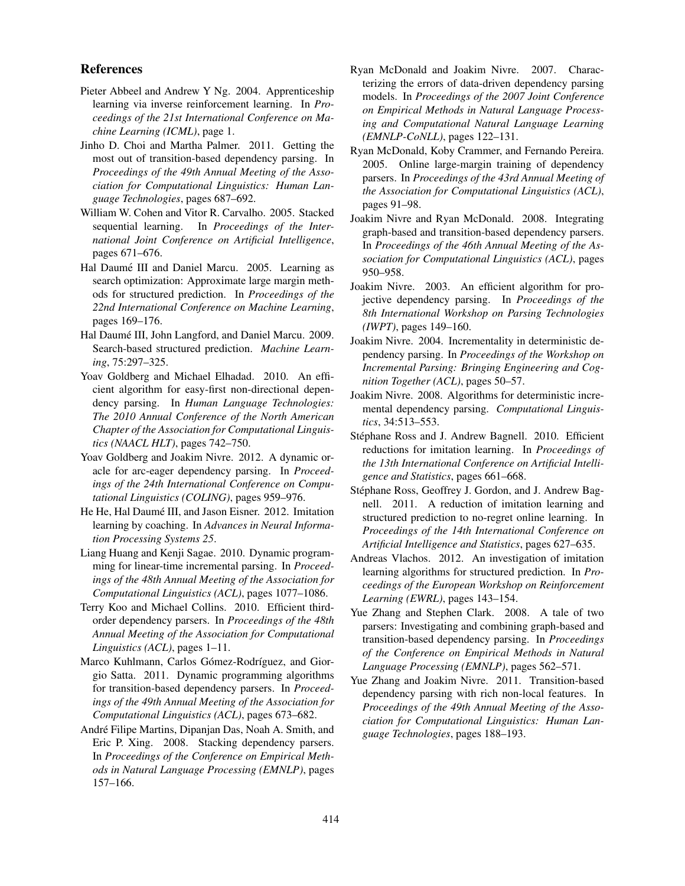## References

Pieter Abbeel and Andrew Y Ng. 2004. Apprenticeship learning via inverse reinforcement learning. In *Proceedings of the 21st International Conference on Machine Learning (ICML)*, page 1.

Jinho D. Choi and Martha Palmer. 2011. Getting the most out of transition-based dependency parsing. In *Proceedings of the 49th Annual Meeting of the Association for Computational Linguistics: Human Language Technologies*, pages 687–692.

William W. Cohen and Vitor R. Carvalho. 2005. Stacked sequential learning. In *Proceedings of the International Joint Conference on Artificial Intelligence*, pages 671–676.

Hal Daumé III and Daniel Marcu. 2005. Learning as search optimization: Approximate large margin methods for structured prediction. In *Proceedings of the 22nd International Conference on Machine Learning*, pages 169–176.

Hal Daumé III, John Langford, and Daniel Marcu. 2009. Search-based structured prediction. *Machine Learning*, 75:297–325.

Yoav Goldberg and Michael Elhadad. 2010. An efficient algorithm for easy-first non-directional dependency parsing. In *Human Language Technologies: The 2010 Annual Conference of the North American Chapter of the Association for Computational Linguistics (NAACL HLT)*, pages 742–750.

Yoav Goldberg and Joakim Nivre. 2012. A dynamic oracle for arc-eager dependency parsing. In *Proceedings of the 24th International Conference on Computational Linguistics (COLING)*, pages 959–976.

He He, Hal Daumé III, and Jason Eisner. 2012. Imitation learning by coaching. In *Advances in Neural Information Processing Systems 25*.

Liang Huang and Kenji Sagae. 2010. Dynamic programming for linear-time incremental parsing. In *Proceedings of the 48th Annual Meeting of the Association for Computational Linguistics (ACL)*, pages 1077–1086.

Terry Koo and Michael Collins. 2010. Efficient third-order dependency parsers. In *Proceedings of the 48th Annual Meeting of the Association for Computational Linguistics (ACL)*, pages 1–11.

Marco Kuhlmann, Carlos Gómez-Rodríguez, and Giorgio Satta. 2011. Dynamic programming algorithms for transition-based dependency parsers. In *Proceedings of the 49th Annual Meeting of the Association for Computational Linguistics (ACL)*, pages 673–682.

André Filipe Martins, Dipanjan Das, Noah A. Smith, and Eric P. Xing. 2008. Stacking dependency parsers. In *Proceedings of the Conference on Empirical Methods in Natural Language Processing (EMNLP)*, pages 157–166.

Ryan McDonald and Joakim Nivre. 2007. Characterizing the errors of data-driven dependency parsing models. In *Proceedings of the 2007 Joint Conference on Empirical Methods in Natural Language Processing and Computational Natural Language Learning (EMNLP-CoNLL)*, pages 122–131.

Ryan McDonald, Koby Crammer, and Fernando Pereira. 2005. Online large-margin training of dependency parsers. In *Proceedings of the 43rd Annual Meeting of the Association for Computational Linguistics (ACL)*, pages 91–98.

Joakim Nivre and Ryan McDonald. 2008. Integrating graph-based and transition-based dependency parsers. In *Proceedings of the 46th Annual Meeting of the Association for Computational Linguistics (ACL)*, pages 950–958.

Joakim Nivre. 2003. An efficient algorithm for projective dependency parsing. In *Proceedings of the 8th International Workshop on Parsing Technologies (IWPT)*, pages 149–160.

Joakim Nivre. 2004. Incrementality in deterministic dependency parsing. In *Proceedings of the Workshop on Incremental Parsing: Bringing Engineering and Cognition Together (ACL)*, pages 50–57.

Joakim Nivre. 2008. Algorithms for deterministic incremental dependency parsing. *Computational Linguistics*, 34:513–553.

Stéphane Ross and J. Andrew Bagnell. 2010. Efficient reductions for imitation learning. In *Proceedings of the 13th International Conference on Artificial Intelligence and Statistics*, pages 661–668.

Stéphane Ross, Geoffrey J. Gordon, and J. Andrew Bagnell. 2011. A reduction of imitation learning and structured prediction to no-regret online learning. In *Proceedings of the 14th International Conference on Artificial Intelligence and Statistics*, pages 627–635.

Andreas Vlachos. 2012. An investigation of imitation learning algorithms for structured prediction. In *Proceedings of the European Workshop on Reinforcement Learning (EWRL)*, pages 143–154.

Yue Zhang and Stephen Clark. 2008. A tale of two parsers: Investigating and combining graph-based and transition-based dependency parsing. In *Proceedings of the Conference on Empirical Methods in Natural Language Processing (EMNLP)*, pages 562–571.

Yue Zhang and Joakim Nivre. 2011. Transition-based dependency parsing with rich non-local features. In *Proceedings of the 49th Annual Meeting of the Association for Computational Linguistics: Human Language Technologies*, pages 188–193.